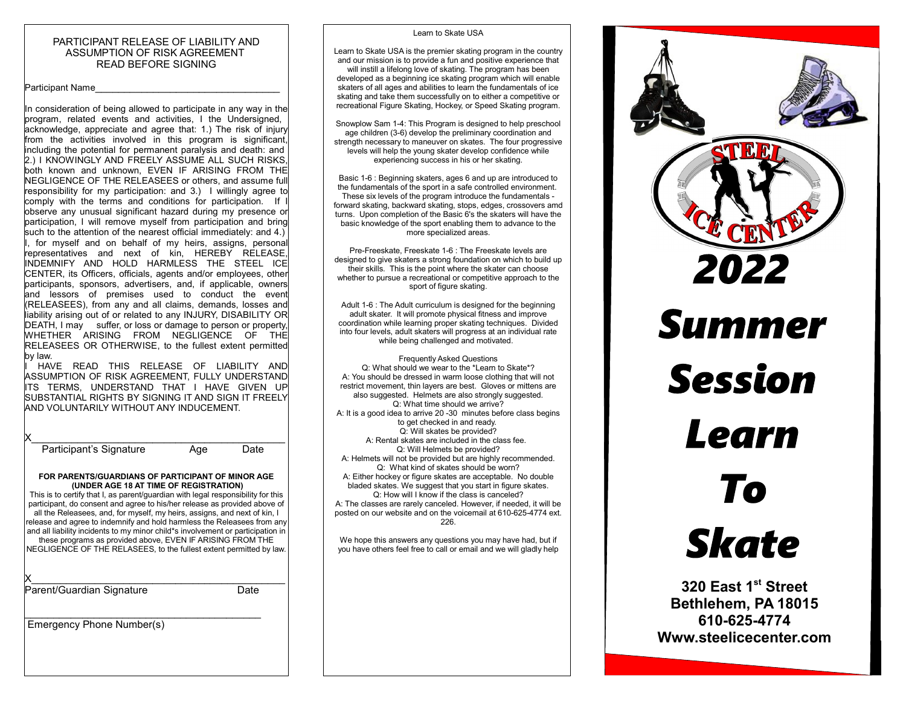# PARTICIPANT RELEASE OF LIABILITY AND ASSUMPTION OF RISK AGREEMENT
## READ BEFORE SIGNING

Participant Name___________________________________

In consideration of being allowed to participate in any way in the program, related events and activities, I the Undersigned, acknowledge, appreciate and agree that: 1.) The risk of injury from the activities involved in this program is significant, including the potential for permanent paralysis and death: and 2.) I KNOWINGLY AND FREELY ASSUME ALL SUCH RISKS, both known and unknown, EVEN IF ARISING FROM THE NEGLIGENCE OF THE RELEASEES or others, and assume full responsibility for my participation: and 3.) I willingly agree to comply with the terms and conditions for participation. If I observe any unusual significant hazard during my presence or participation, I will remove myself from participation and bring such to the attention of the nearest official immediately: and 4.) I, for myself and on behalf of my heirs, assigns, personal representatives and next of kin, HEREBY RELEASE, INDEMNIFY AND HOLD HARMLESS THE STEEL ICE CENTER, its Officers, officials, agents and/or employees, other participants, sponsors, advertisers, and, if applicable, owners and lessors of premises used to conduct the event (RELEASEES), from any and all claims, demands, losses and liability arising out of or related to any INJURY, DISABILITY OR DEATH, I may suffer, or loss or damage to person or property, WHETHER ARISING FROM NEGLIGENCE OF THE RELEASEES OR OTHERWISE, to the fullest extent permitted by law.

I HAVE READ THIS RELEASE OF LIABILITY AND ASSUMPTION OF RISK AGREEMENT, FULLY UNDERSTAND ITS TERMS, UNDERSTAND THAT I HAVE GIVEN UP SUBSTANTIAL RIGHTS BY SIGNING IT AND SIGN IT FREELY AND VOLUNTARILY WITHOUT ANY INDUCEMENT.

X___________________________________________
Participant's Signature Age Date

**FOR PARENTS/GUARDIANS OF PARTICIPANT OF MINOR AGE (UNDER AGE 18 AT TIME OF REGISTRATION)**

This is to certify that I, as parent/guardian with legal responsibility for this participant, do consent and agree to his/her release as provided above of all the Releasees, and, for myself, my heirs, assigns, and next of kin, I release and agree to indemnify and hold harmless the Releasees from any and all liability incidents to my minor child*s involvement or participation in these programs as provided above, EVEN IF ARISING FROM THE NEGLIGENCE OF THE RELASEES, to the fullest extent permitted by law.

X___________________________________________
Parent/Guardian Signature Date

___________________________________________
Emergency Phone Number(s)

## Learn to Skate USA

Learn to Skate USA is the premier skating program in the country and our mission is to provide a fun and positive experience that will instill a lifelong love of skating. The program has been developed as a beginning ice skating program which will enable skaters of all ages and abilities to learn the fundamentals of ice skating and take them successfully on to either a competitive or recreational Figure Skating, Hockey, or Speed Skating program.

Snowplow Sam 1-4: This Program is designed to help preschool age children (3-6) develop the preliminary coordination and strength necessary to maneuver on skates. The four progressive levels will help the young skater develop confidence while experiencing success in his or her skating.

Basic 1-6 : Beginning skaters, ages 6 and up are introduced to the fundamentals of the sport in a safe controlled environment. These six levels of the program introduce the fundamentals - forward skating, backward skating, stops, edges, crossovers amd turns. Upon completion of the Basic 6's the skaters will have the basic knowledge of the sport enabling them to advance to the more specialized areas.

Pre-Freeskate, Freeskate 1-6 : The Freeskate levels are designed to give skaters a strong foundation on which to build up their skills. This is the point where the skater can choose whether to pursue a recreational or competitive approach to the sport of figure skating.

Adult 1-6 : The Adult curriculum is designed for the beginning adult skater. It will promote physical fitness and improve coordination while learning proper skating techniques. Divided into four levels, adult skaters will progress at an individual rate while being challenged and motivated.

### Frequently Asked Questions

Q: What should we wear to the *Learn to Skate*?
A: You should be dressed in warm loose clothing that will not restrict movement, thin layers are best. Gloves or mittens are also suggested. Helmets are also strongly suggested.
Q: What time should we arrive?
A: It is a good idea to arrive 20 -30 minutes before class begins to get checked in and ready.
Q: Will skates be provided?
A: Rental skates are included in the class fee.
Q: Will Helmets be provided?
A: Helmets will not be provided but are highly recommended.
Q: What kind of skates should be worn?
A: Either hockey or figure skates are acceptable. No double bladed skates. We suggest that you start in figure skates.
Q: How will I know if the class is canceled?
A: The classes are rarely canceled. However, if needed, it will be posted on our website and on the voicemail at 610-625-4774 ext. 226.

We hope this answers any questions you may have had, but if you have others feel free to call or email and we will gladly help

STEEL ICE CENTER

# 2022 Summer Session Learn To Skate

**320 East 1st Street**
**Bethlehem, PA 18015**
**610-625-4774**
**Www.steelicecenter.com**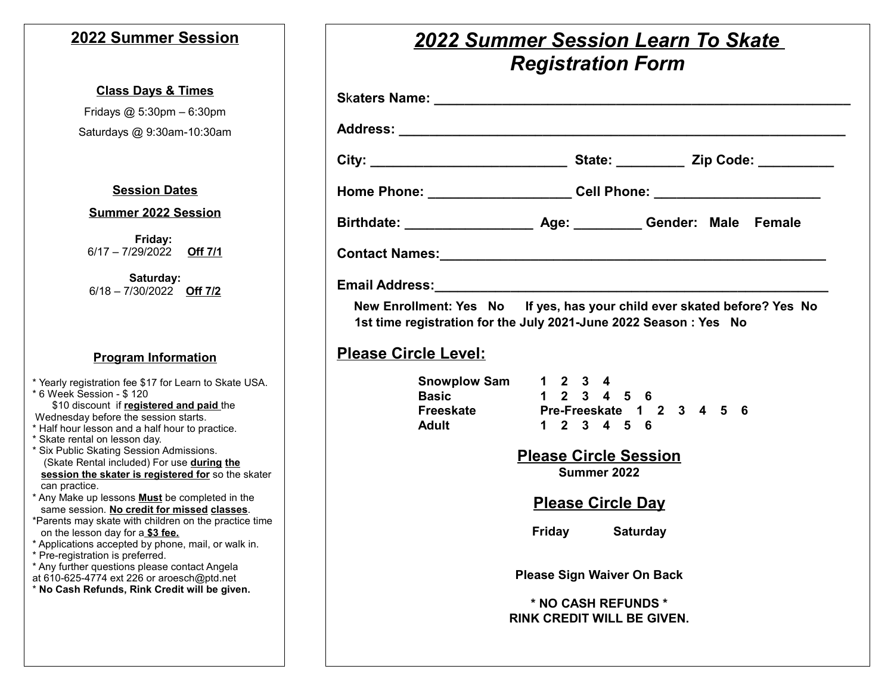## 2022 Summer Session

### Class Days & Times

Fridays @ 5:30pm – 6:30pm

Saturdays @ 9:30am-10:30am

### Session Dates

**Summer 2022 Session**

**Friday:**
6/17 – 7/29/2022 **Off 7/1**

**Saturday:**
6/18 – 7/30/2022 **Off 7/2**

### Program Information

* Yearly registration fee $17 for Learn to Skate USA.
* 6 Week Session - $ 120
  $10 discount if **registered and paid** the Wednesday before the session starts.
* Half hour lesson and a half hour to practice.
* Skate rental on lesson day.
* Six Public Skating Session Admissions. (Skate Rental included) For use **during the session the skater is registered for** so the skater can practice.
* Any Make up lessons **Must** be completed in the same session. **No credit for missed classes**.
* Parents may skate with children on the practice time on the lesson day for a **$3 fee.**
* Applications accepted by phone, mail, or walk in.
* Pre-registration is preferred.
* Any further questions please contact Angela at 610-625-4774 ext 226 or aroesch@ptd.net
* **No Cash Refunds, Rink Credit will be given.**

# *2022 Summer Session Learn To Skate Registration Form*

**Skaters Name:** ______________________________________________

**Address:** ______________________________________________

**City:** ______________________ **State:** ________ **Zip Code:** __________

**Home Phone:** ________________ **Cell Phone:** ____________________

**Birthdate:** _______________ **Age:** ________ **Gender: Male Female**

**Contact Names:** ______________________________________________

**Email Address:** ______________________________________________

**New Enrollment: Yes No If yes, has your child ever skated before? Yes No**

**1st time registration for the July 2021-June 2022 Season : Yes No**

## Please Circle Level:

| | |
|---|---|
| **Snowplow Sam** | **1 2 3 4** |
| **Basic** | **1 2 3 4 5 6** |
| **Freeskate** | **Pre-Freeskate 1 2 3 4 5 6** |
| **Adult** | **1 2 3 4 5 6** |

## Please Circle Session

**Summer 2022**

## Please Circle Day

**Friday Saturday**

**Please Sign Waiver On Back**

**\* NO CASH REFUNDS \***
**RINK CREDIT WILL BE GIVEN.**